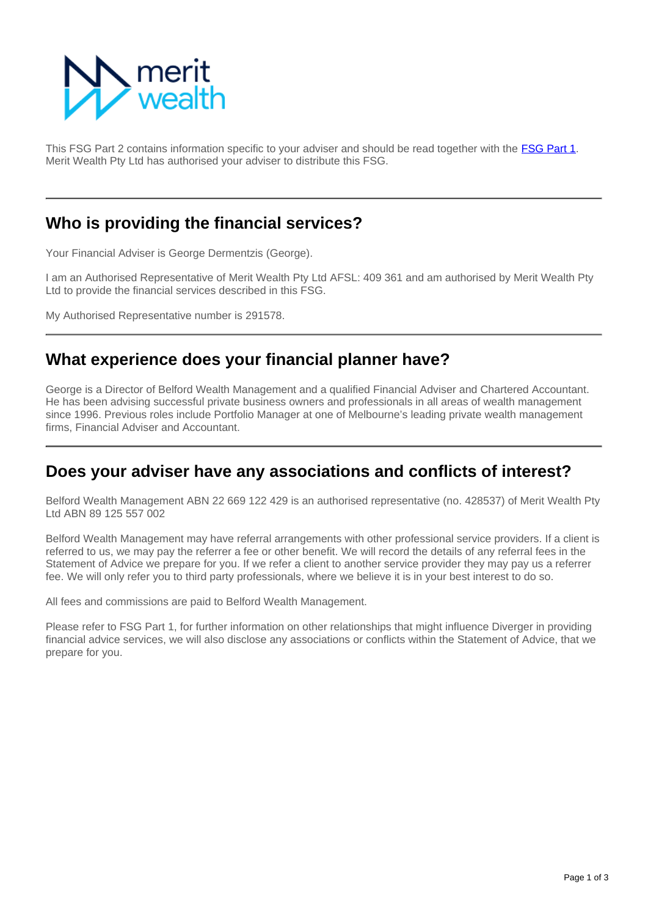This FSG Part 2 contains information specific to your adviser and should be read together with the [FSG Part 1](). Merit Wealth Pty Ltd has authorised your adviser to distribute this FSG.

## Who is providing the financial services?

Your Financial Adviser is George Dermentzis (George).

I am an Authorised Representative of Merit Wealth Pty Ltd AFSL: 409 361 and am authorised by Merit Wealth Pty Ltd to provide the financial services described in this FSG.

My Authorised Representative number is 291578.

## What experience does your financial planner have?

George is a Director of Belford Wealth Management and a qualified Financial Adviser and Chartered Accountant. He has been advising successful private business owners and professionals in all areas of wealth management since 1996. Previous roles include Portfolio Manager at one of Melbourne's leading private wealth management firms, Financial Adviser and Accountant.

## Does your adviser have any associations and conflicts of interest?

Belford Wealth Management ABN 22 669 122 429 is an authorised representative (no. 428537) of Merit Wealth Pty Ltd ABN 89 125 557 002

Belford Wealth Management may have referral arrangements with other professional service providers. If a client is referred to us, we may pay the referrer a fee or other benefit. We will record the details of any referral fees in the Statement of Advice we prepare for you. If we refer a client to another service provider they may pay us a referrer fee. We will only refer you to third party professionals, where we believe it is in your best interest to do so.

All fees and commissions are paid to Belford Wealth Management.

Please refer to FSG Part 1, for further information on other relationships that might influence Diverger in providing financial advice services, we will also disclose any associations or conflicts within the Statement of Advice, that we prepare for you.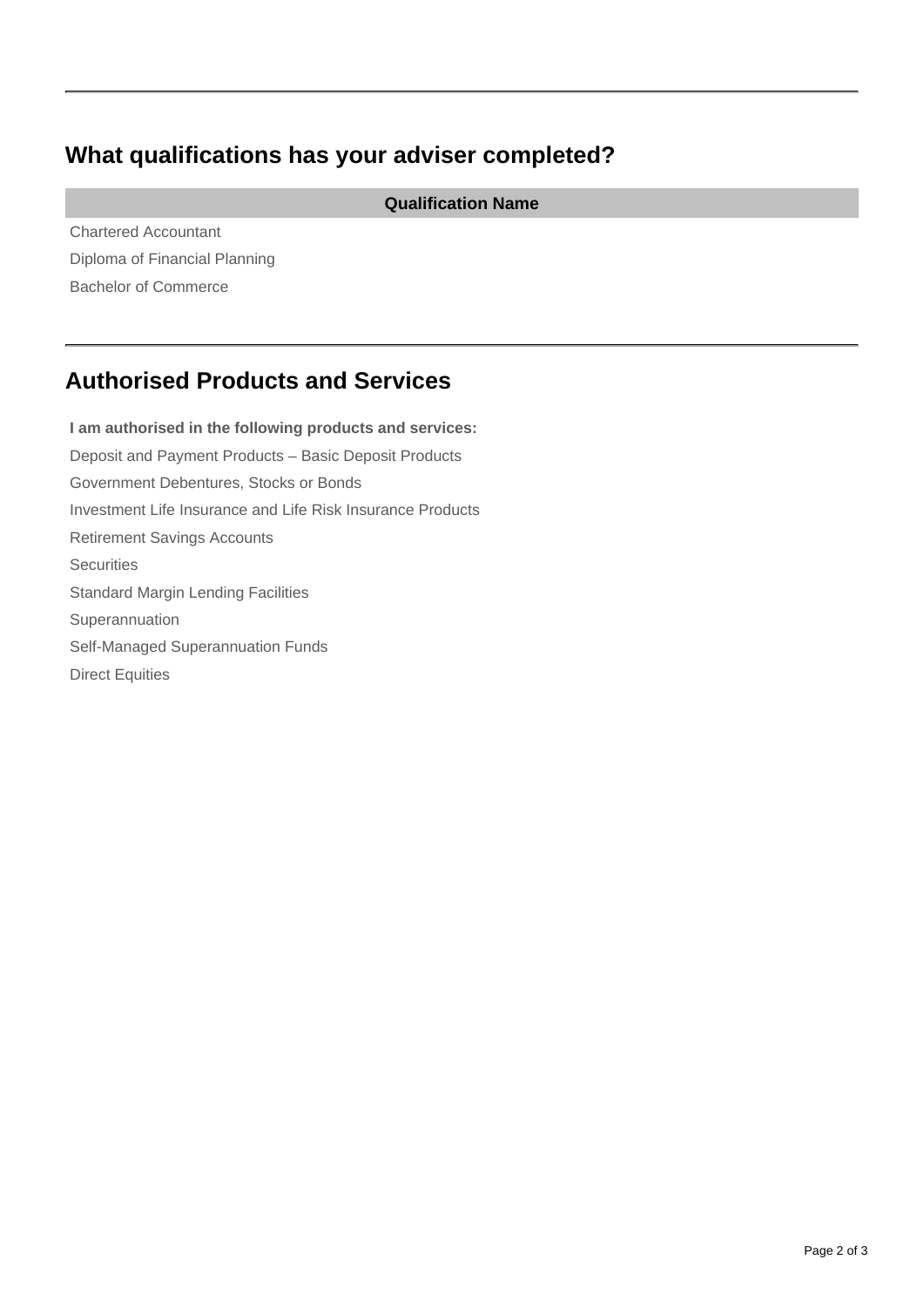## What qualifications has your adviser completed?

| Qualification Name |
| --- |
| Chartered Accountant |
| Diploma of Financial Planning |
| Bachelor of Commerce |

## Authorised Products and Services

**I am authorised in the following products and services:**

Deposit and Payment Products – Basic Deposit Products

Government Debentures, Stocks or Bonds

Investment Life Insurance and Life Risk Insurance Products

Retirement Savings Accounts

Securities

Standard Margin Lending Facilities

Superannuation

Self-Managed Superannuation Funds

Direct Equities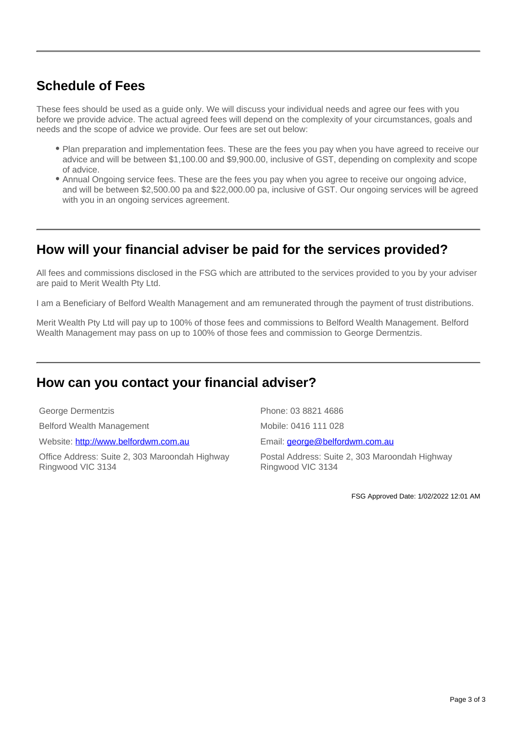## Schedule of Fees

These fees should be used as a guide only. We will discuss your individual needs and agree our fees with you before we provide advice. The actual agreed fees will depend on the complexity of your circumstances, goals and needs and the scope of advice we provide. Our fees are set out below:

- Plan preparation and implementation fees. These are the fees you pay when you have agreed to receive our advice and will be between $1,100.00 and $9,900.00, inclusive of GST, depending on complexity and scope of advice.
- Annual Ongoing service fees. These are the fees you pay when you agree to receive our ongoing advice, and will be between $2,500.00 pa and $22,000.00 pa, inclusive of GST. Our ongoing services will be agreed with you in an ongoing services agreement.

## How will your financial adviser be paid for the services provided?

All fees and commissions disclosed in the FSG which are attributed to the services provided to you by your adviser are paid to Merit Wealth Pty Ltd.

I am a Beneficiary of Belford Wealth Management and am remunerated through the payment of trust distributions.

Merit Wealth Pty Ltd will pay up to 100% of those fees and commissions to Belford Wealth Management. Belford Wealth Management may pass on up to 100% of those fees and commission to George Dermentzis.

## How can you contact your financial adviser?

George Dermentzis

Belford Wealth Management

Website: http://www.belfordwm.com.au

Office Address: Suite 2, 303 Maroondah Highway Ringwood VIC 3134

Phone: 03 8821 4686

Mobile: 0416 111 028

Email: george@belfordwm.com.au

Postal Address: Suite 2, 303 Maroondah Highway Ringwood VIC 3134

FSG Approved Date: 1/02/2022 12:01 AM